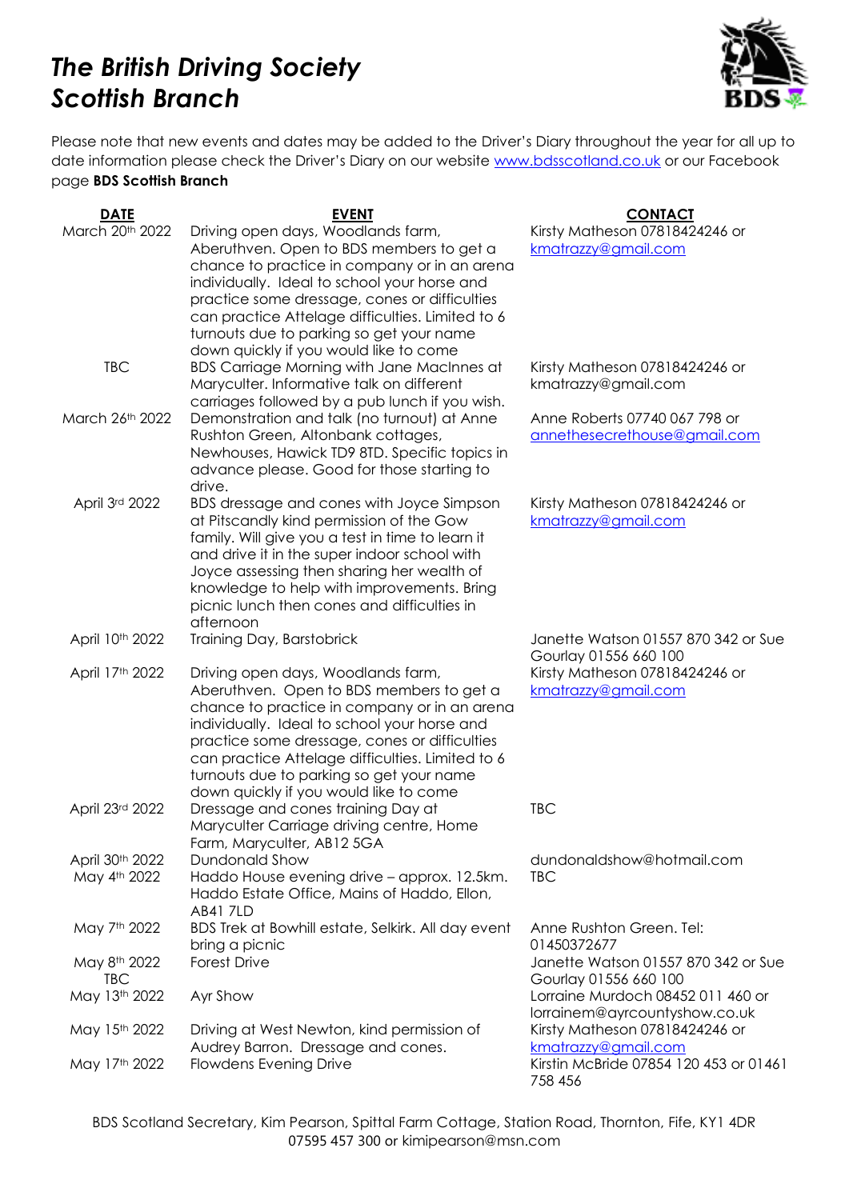# *The British Driving Society Scottish Branch*

Please note that new events and dates may be added to the Driver's Diary throughout the year for all up to date information please check the Driver's Diary on our website www.bdsscotland.co.uk or our Facebook page **BDS Scottish Branch**

| DATE | EVENT | CONTACT |
|---|---|---|
| March 20th 2022 | Driving open days, Woodlands farm, Aberuthven. Open to BDS members to get a chance to practice in company or in an arena individually. Ideal to school your horse and practice some dressage, cones or difficulties can practice Attelage difficulties. Limited to 6 turnouts due to parking so get your name down quickly if you would like to come | Kirsty Matheson 07818424246 or kmatrazzy@gmail.com |
| TBC | BDS Carriage Morning with Jane MacInnes at Maryculter. Informative talk on different carriages followed by a pub lunch if you wish. | Kirsty Matheson 07818424246 or kmatrazzy@gmail.com |
| March 26th 2022 | Demonstration and talk (no turnout) at Anne Rushton Green, Altonbank cottages, Newhouses, Hawick TD9 8TD. Specific topics in advance please. Good for those starting to drive. | Anne Roberts 07740 067 798 or annethesecrethouse@gmail.com |
| April 3rd 2022 | BDS dressage and cones with Joyce Simpson at Pitscandly kind permission of the Gow family. Will give you a test in time to learn it and drive it in the super indoor school with Joyce assessing then sharing her wealth of knowledge to help with improvements. Bring picnic lunch then cones and difficulties in afternoon | Kirsty Matheson 07818424246 or kmatrazzy@gmail.com |
| April 10th 2022 | Training Day, Barstobrick | Janette Watson 01557 870 342 or Sue Gourlay 01556 660 100 |
| April 17th 2022 | Driving open days, Woodlands farm, Aberuthven. Open to BDS members to get a chance to practice in company or in an arena individually. Ideal to school your horse and practice some dressage, cones or difficulties can practice Attelage difficulties. Limited to 6 turnouts due to parking so get your name down quickly if you would like to come | Kirsty Matheson 07818424246 or kmatrazzy@gmail.com |
| April 23rd 2022 | Dressage and cones training Day at Maryculter Carriage driving centre, Home Farm, Maryculter, AB12 5GA | TBC |
| April 30th 2022 | Dundonald Show | dundonaldshow@hotmail.com |
| May 4th 2022 | Haddo House evening drive – approx. 12.5km. Haddo Estate Office, Mains of Haddo, Ellon, AB41 7LD | TBC |
| May 7th 2022 | BDS Trek at Bowhill estate, Selkirk. All day event bring a picnic | Anne Rushton Green. Tel: 01450372677 |
| May 8th 2022 TBC | Forest Drive | Janette Watson 01557 870 342 or Sue Gourlay 01556 660 100 |
| May 13th 2022 | Ayr Show | Lorraine Murdoch 08452 011 460 or lorrainem@ayrcountyshow.co.uk |
| May 15th 2022 | Driving at West Newton, kind permission of Audrey Barron. Dressage and cones. | Kirsty Matheson 07818424246 or kmatrazzy@gmail.com |
| May 17th 2022 | Flowdens Evening Drive | Kirstin McBride 07854 120 453 or 01461 758 456 |

BDS Scotland Secretary, Kim Pearson, Spittal Farm Cottage, Station Road, Thornton, Fife, KY1 4DR 07595 457 300 or kimipearson@msn.com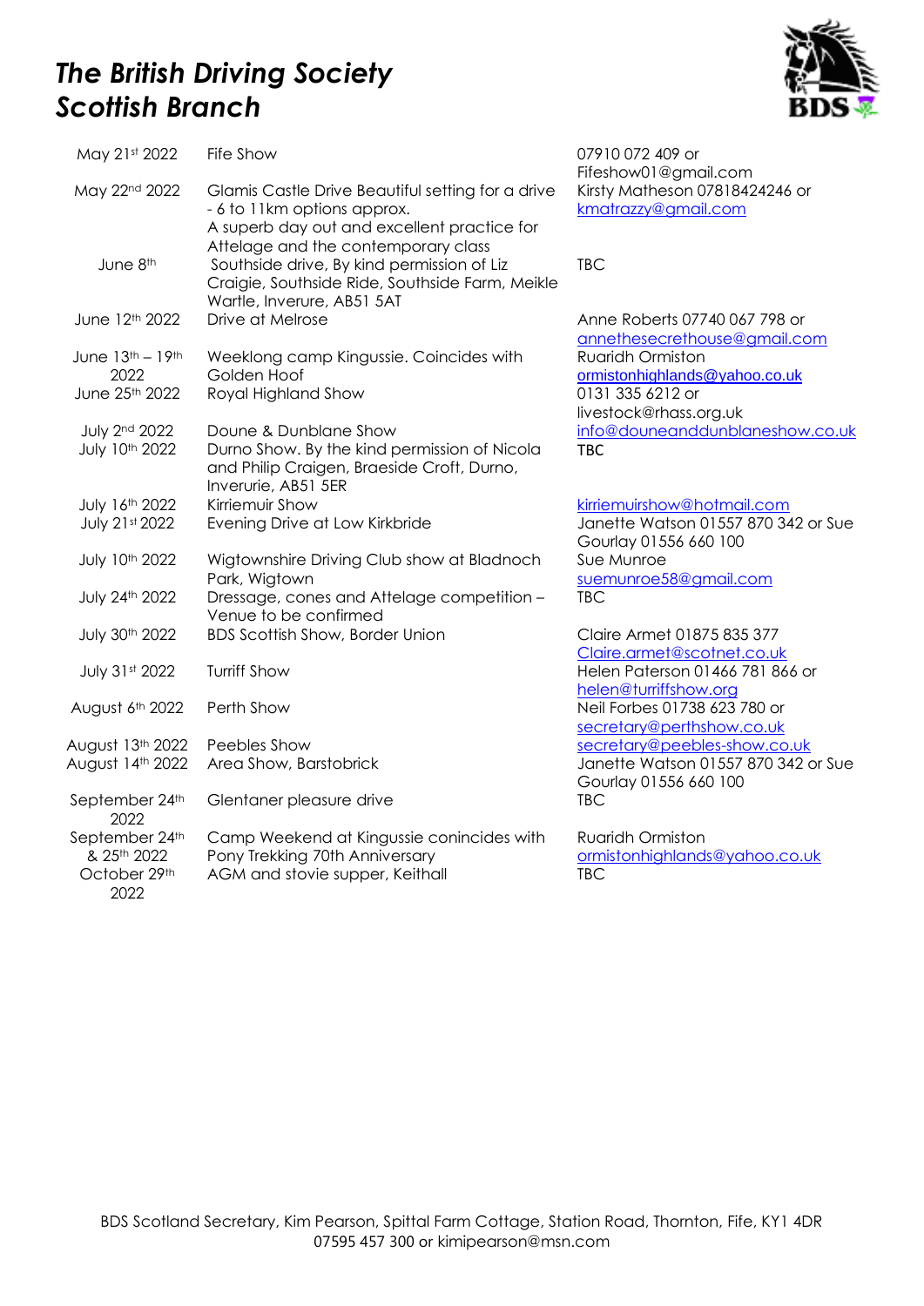# *The British Driving Society Scottish Branch*

| | | |
|---|---|---|
| May 21st 2022 | Fife Show | 07910 072 409 or Fifeshow01@gmail.com |
| May 22nd 2022 | Glamis Castle Drive Beautiful setting for a drive - 6 to 11km options approx. A superb day out and excellent practice for Attelage and the contemporary class | Kirsty Matheson 07818424246 or kmatrazzy@gmail.com |
| June 8th | Southside drive, By kind permission of Liz Craigie, Southside Ride, Southside Farm, Meikle Wartle, Inverure, AB51 5AT | TBC |
| June 12th 2022 | Drive at Melrose | Anne Roberts 07740 067 798 or annethesecrethouse@gmail.com |
| June 13th – 19th 2022 | Weeklong camp Kingussie. Coincides with Golden Hoof | Ruaridh Ormiston ormistonhighlands@yahoo.co.uk |
| June 25th 2022 | Royal Highland Show | 0131 335 6212 or livestock@rhass.org.uk |
| July 2nd 2022 | Doune & Dunblane Show | info@douneanddunblaneshow.co.uk |
| July 10th 2022 | Durno Show. By the kind permission of Nicola and Philip Craigen, Braeside Croft, Durno, Inverurie, AB51 5ER | TBC |
| July 16th 2022 | Kirriemuir Show | kirriemuirshow@hotmail.com |
| July 21st 2022 | Evening Drive at Low Kirkbride | Janette Watson 01557 870 342 or Sue Gourlay 01556 660 100 |
| July 10th 2022 | Wigtownshire Driving Club show at Bladnoch Park, Wigtown | Sue Munroe suemunroe58@gmail.com |
| July 24th 2022 | Dressage, cones and Attelage competition – Venue to be confirmed | TBC |
| July 30th 2022 | BDS Scottish Show, Border Union | Claire Armet 01875 835 377 Claire.armet@scotnet.co.uk |
| July 31st 2022 | Turriff Show | Helen Paterson 01466 781 866 or helen@turriffshow.org |
| August 6th 2022 | Perth Show | Neil Forbes 01738 623 780 or secretary@perthshow.co.uk |
| August 13th 2022 | Peebles Show | secretary@peebles-show.co.uk |
| August 14th 2022 | Area Show, Barstobrick | Janette Watson 01557 870 342 or Sue Gourlay 01556 660 100 |
| September 24th 2022 | Glentaner pleasure drive | TBC |
| September 24th & 25th 2022 | Camp Weekend at Kingussie conincides with Pony Trekking 70th Anniversary | Ruaridh Ormiston ormistonhighlands@yahoo.co.uk |
| October 29th 2022 | AGM and stovie supper, Keithall | TBC |

BDS Scotland Secretary, Kim Pearson, Spittal Farm Cottage, Station Road, Thornton, Fife, KY1 4DR
07595 457 300 or kimipearson@msn.com